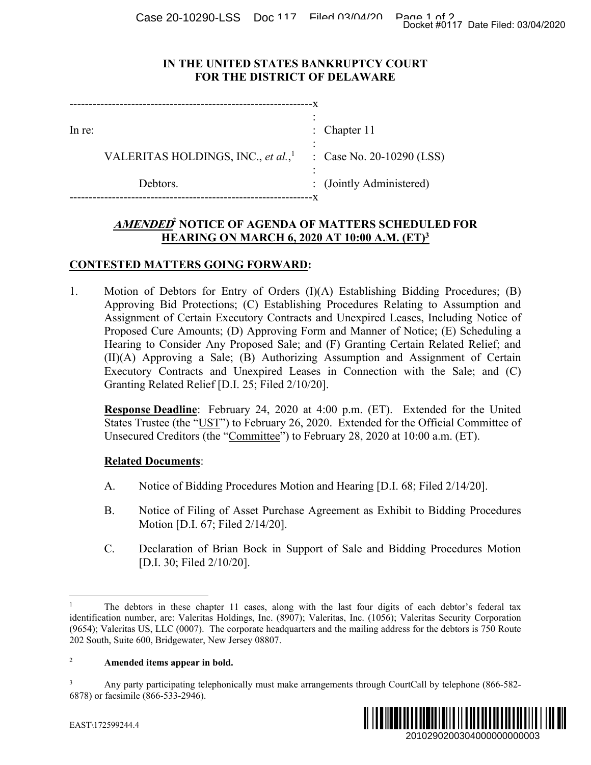IN THE UNITED STATES BANKRUPTCY COURT
FOR THE DISTRICT OF DELAWARE

| | |
|---|---|
| In re: | Chapter 11 |
| VALERITAS HOLDINGS, INC., *et al.*,[1] | Case No. 20-10290 (LSS) |
| Debtors. | (Jointly Administered) |

## ***AMENDED***[2] NOTICE OF AGENDA OF MATTERS SCHEDULED FOR HEARING ON MARCH 6, 2020 AT 10:00 A.M. (ET)[3]

**CONTESTED MATTERS GOING FORWARD:**

1. Motion of Debtors for Entry of Orders (I)(A) Establishing Bidding Procedures; (B) Approving Bid Protections; (C) Establishing Procedures Relating to Assumption and Assignment of Certain Executory Contracts and Unexpired Leases, Including Notice of Proposed Cure Amounts; (D) Approving Form and Manner of Notice; (E) Scheduling a Hearing to Consider Any Proposed Sale; and (F) Granting Certain Related Relief; and (II)(A) Approving a Sale; (B) Authorizing Assumption and Assignment of Certain Executory Contracts and Unexpired Leases in Connection with the Sale; and (C) Granting Related Relief [D.I. 25; Filed 2/10/20].

   **Response Deadline**: February 24, 2020 at 4:00 p.m. (ET). Extended for the United States Trustee (the "UST") to February 26, 2020. Extended for the Official Committee of Unsecured Creditors (the "Committee") to February 28, 2020 at 10:00 a.m. (ET).

   **Related Documents**:

   A. Notice of Bidding Procedures Motion and Hearing [D.I. 68; Filed 2/14/20].

   B. Notice of Filing of Asset Purchase Agreement as Exhibit to Bidding Procedures Motion [D.I. 67; Filed 2/14/20].

   C. Declaration of Brian Bock in Support of Sale and Bidding Procedures Motion [D.I. 30; Filed 2/10/20].

---

[1] The debtors in these chapter 11 cases, along with the last four digits of each debtor's federal tax identification number, are: Valeritas Holdings, Inc. (8907); Valeritas, Inc. (1056); Valeritas Security Corporation (9654); Valeritas US, LLC (0007). The corporate headquarters and the mailing address for the debtors is 750 Route 202 South, Suite 600, Bridgewater, New Jersey 08807.

[2] **Amended items appear in bold.**

[3] Any party participating telephonically must make arrangements through CourtCall by telephone (866-582-6878) or facsimile (866-533-2946).

EAST\172599244.4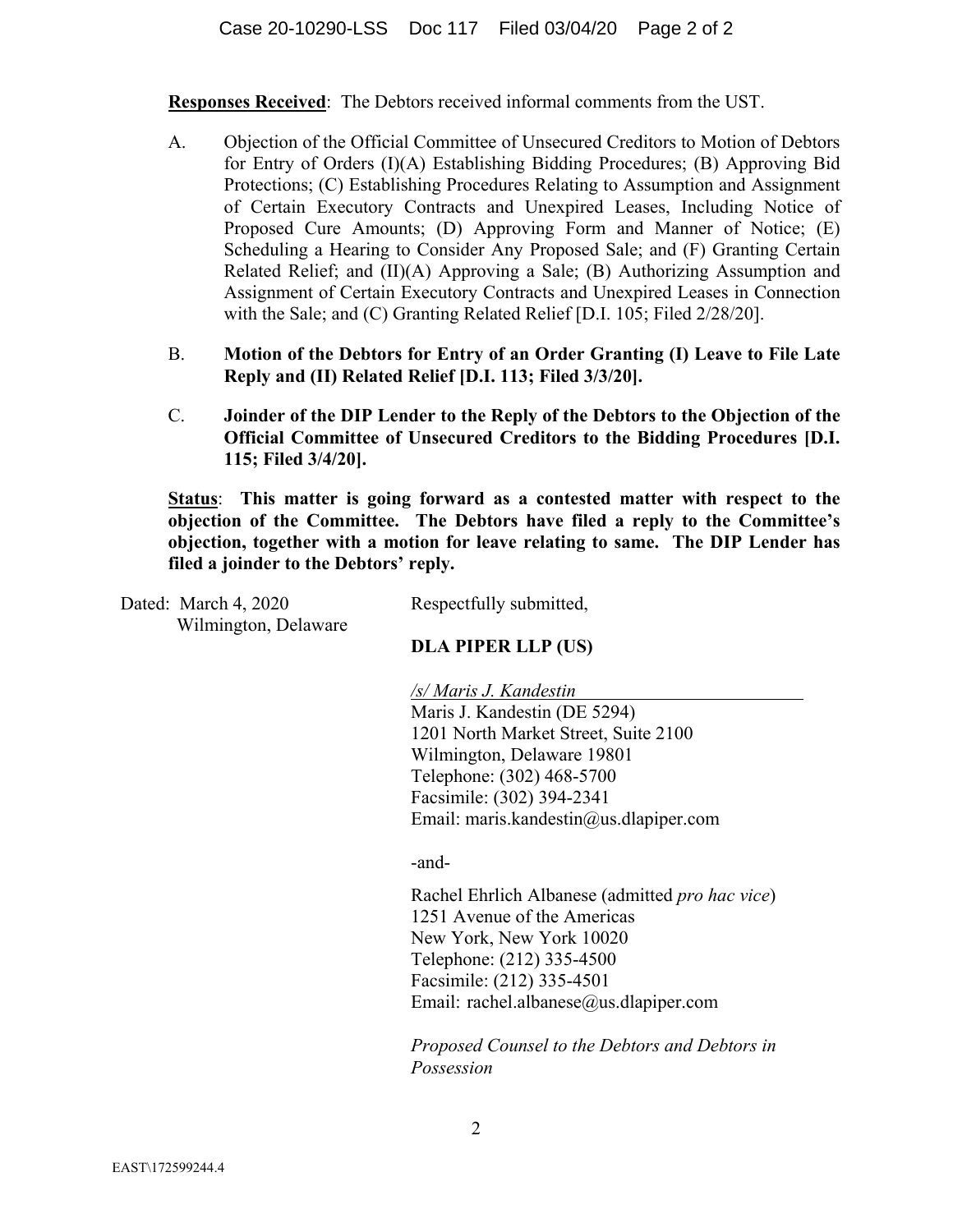**<u>Responses Received</u>**: The Debtors received informal comments from the UST.

A. Objection of the Official Committee of Unsecured Creditors to Motion of Debtors for Entry of Orders (I)(A) Establishing Bidding Procedures; (B) Approving Bid Protections; (C) Establishing Procedures Relating to Assumption and Assignment of Certain Executory Contracts and Unexpired Leases, Including Notice of Proposed Cure Amounts; (D) Approving Form and Manner of Notice; (E) Scheduling a Hearing to Consider Any Proposed Sale; and (F) Granting Certain Related Relief; and (II)(A) Approving a Sale; (B) Authorizing Assumption and Assignment of Certain Executory Contracts and Unexpired Leases in Connection with the Sale; and (C) Granting Related Relief [D.I. 105; Filed 2/28/20].

B. **Motion of the Debtors for Entry of an Order Granting (I) Leave to File Late Reply and (II) Related Relief [D.I. 113; Filed 3/3/20].**

C. **Joinder of the DIP Lender to the Reply of the Debtors to the Objection of the Official Committee of Unsecured Creditors to the Bidding Procedures [D.I. 115; Filed 3/4/20].**

**<u>Status</u>**: **This matter is going forward as a contested matter with respect to the objection of the Committee. The Debtors have filed a reply to the Committee's objection, together with a motion for leave relating to same. The DIP Lender has filed a joinder to the Debtors' reply.**

Dated: March 4, 2020
Wilmington, Delaware

Respectfully submitted,

**DLA PIPER LLP (US)**

*/s/ Maris J. Kandestin*
Maris J. Kandestin (DE 5294)
1201 North Market Street, Suite 2100
Wilmington, Delaware 19801
Telephone: (302) 468-5700
Facsimile: (302) 394-2341
Email: maris.kandestin@us.dlapiper.com

-and-

Rachel Ehrlich Albanese (admitted *pro hac vice*)
1251 Avenue of the Americas
New York, New York 10020
Telephone: (212) 335-4500
Facsimile: (212) 335-4501
Email: rachel.albanese@us.dlapiper.com

*Proposed Counsel to the Debtors and Debtors in Possession*

EAST\172599244.4